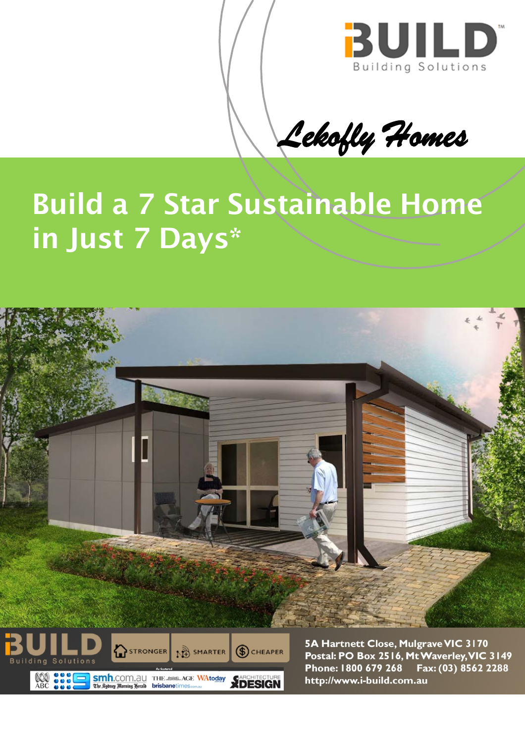iBUILD™

Building Solutions

*Lekofly Homes*

# Build a 7 Star Sustainable Home in Just 7 Days*

iBUILD Building Solutions

STRONGER | SMARTER | CHEAPER

As featured: ABC, 9, smh.com.au The Sydney Morning Herald, THE AGE, WAtoday, brisbanetimes.com.au, ARCHITECTURE & DESIGN

**5A Hartnett Close, Mulgrave VIC 3170**
**Postal: PO Box 2516, Mt Waverley, VIC 3149**
**Phone: 1800 679 268 Fax: (03) 8562 2288**
**http://www.i-build.com.au**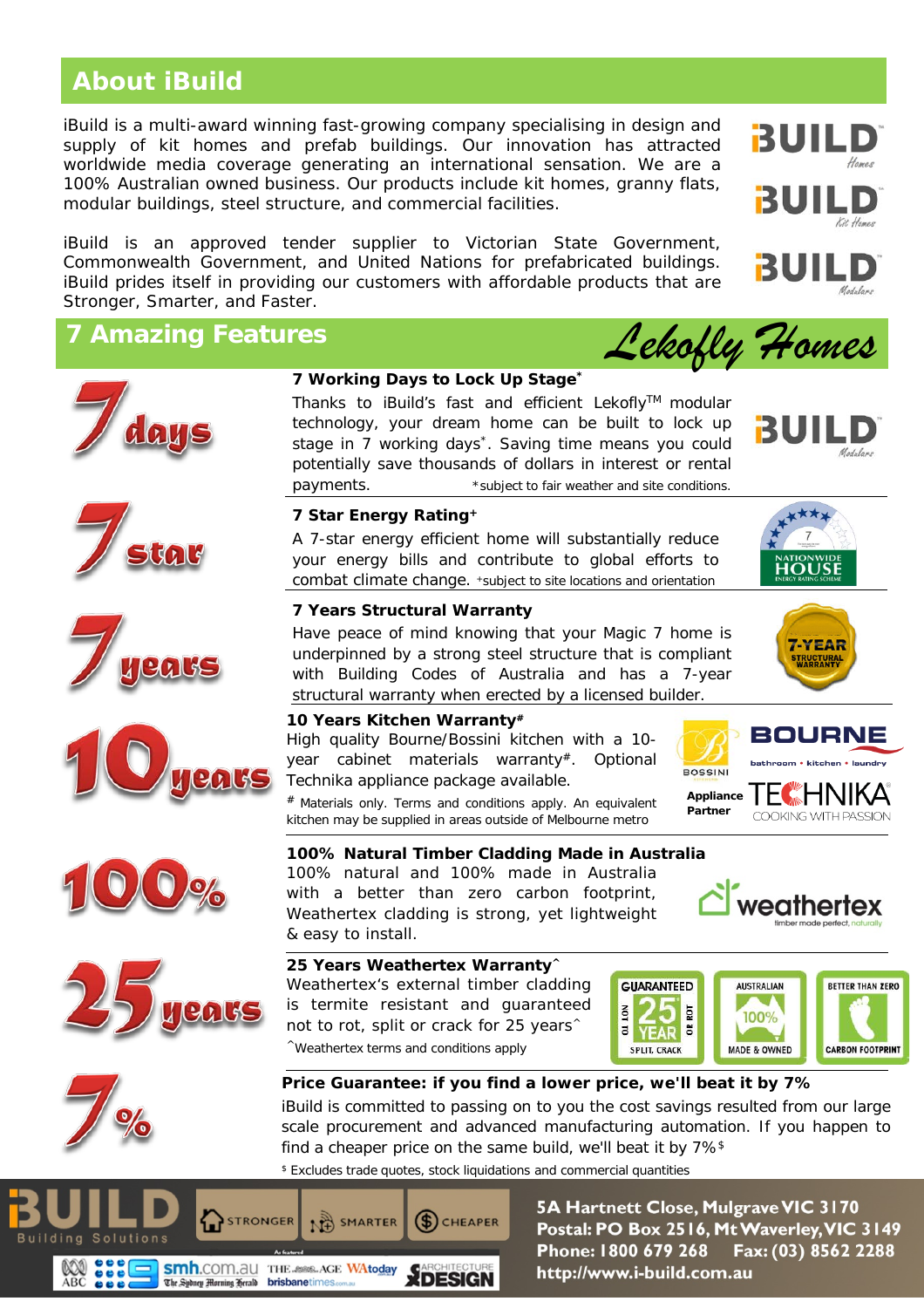## About iBuild

iBuild is a multi-award winning fast-growing company specialising in design and supply of kit homes and prefab buildings. Our innovation has attracted worldwide media coverage generating an international sensation. We are a 100% Australian owned business. Our products include kit homes, granny flats, modular buildings, steel structure, and commercial facilities.

iBuild is an approved tender supplier to Victorian State Government, Commonwealth Government, and United Nations for prefabricated buildings. iBuild prides itself in providing our customers with affordable products that are Stronger, Smarter, and Faster.

## 7 Amazing Features

*Lekofly Homes*

### 7 days

**7 Working Days to Lock Up Stage***

Thanks to iBuild's fast and efficient Lekofly™ modular technology, your dream home can be built to lock up stage in 7 working days*. Saving time means you could potentially save thousands of dollars in interest or rental payments. *subject to fair weather and site conditions.

### 7 star

**7 Star Energy Rating+**

A 7-star energy efficient home will substantially reduce your energy bills and contribute to global efforts to combat climate change. +subject to site locations and orientation

### 7 years

**7 Years Structural Warranty**

Have peace of mind knowing that your Magic 7 home is underpinned by a strong steel structure that is compliant with Building Codes of Australia and has a 7-year structural warranty when erected by a licensed builder.

### 10 years

**10 Years Kitchen Warranty#**

High quality Bourne/Bossini kitchen with a 10-year cabinet materials warranty#. Optional Technika appliance package available.

# Materials only. Terms and conditions apply. An equivalent kitchen may be supplied in areas outside of Melbourne metro

Appliance Partner: TECHNIKA – COOKING WITH PASSION

### 100%

**100% Natural Timber Cladding Made in Australia**

100% natural and 100% made in Australia with a better than zero carbon footprint, Weathertex cladding is strong, yet lightweight & easy to install.

### 25 years

**25 Years Weathertex Warranty^**

Weathertex's external timber cladding is termite resistant and guaranteed not to rot, split or crack for 25 years^

^Weathertex terms and conditions apply

### 7%

**Price Guarantee: if you find a lower price, we'll beat it by 7%**

iBuild is committed to passing on to you the cost savings resulted from our large scale procurement and advanced manufacturing automation. If you happen to find a cheaper price on the same build, we'll beat it by 7%$

$ Excludes trade quotes, stock liquidations and commercial quantities

iBuild Building Solutions — STRONGER | SMARTER | CHEAPER

5A Hartnett Close, Mulgrave VIC 3170
Postal: PO Box 2516, Mt Waverley, VIC 3149
Phone: 1800 679 268 Fax: (03) 8562 2288
http://www.i-build.com.au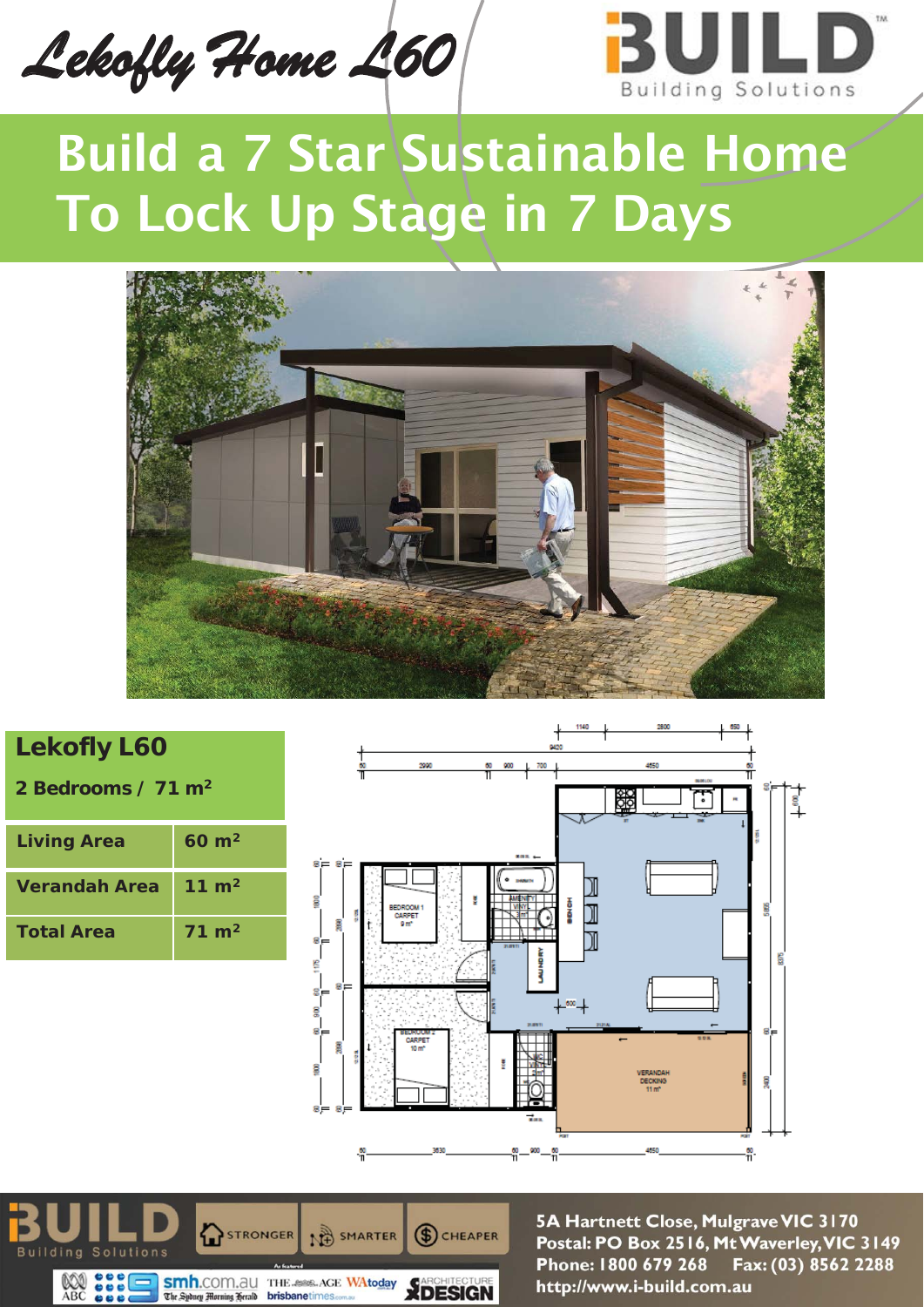# Lekofly Home L60

iBUILD Building Solutions

## Build a 7 Star Sustainable Home To Lock Up Stage in 7 Days

### Lekofly L60

**2 Bedrooms / 71 m²**

| Living Area | 60 m² |
|---|---|
| Verandah Area | 11 m² |
| Total Area | 71 m² |

iBUILD Building Solutions

STRONGER · SMARTER · CHEAPER

5A Hartnett Close, Mulgrave VIC 3170
Postal: PO Box 2516, Mt Waverley, VIC 3149
Phone: 1800 679 268 Fax: (03) 8562 2288
http://www.i-build.com.au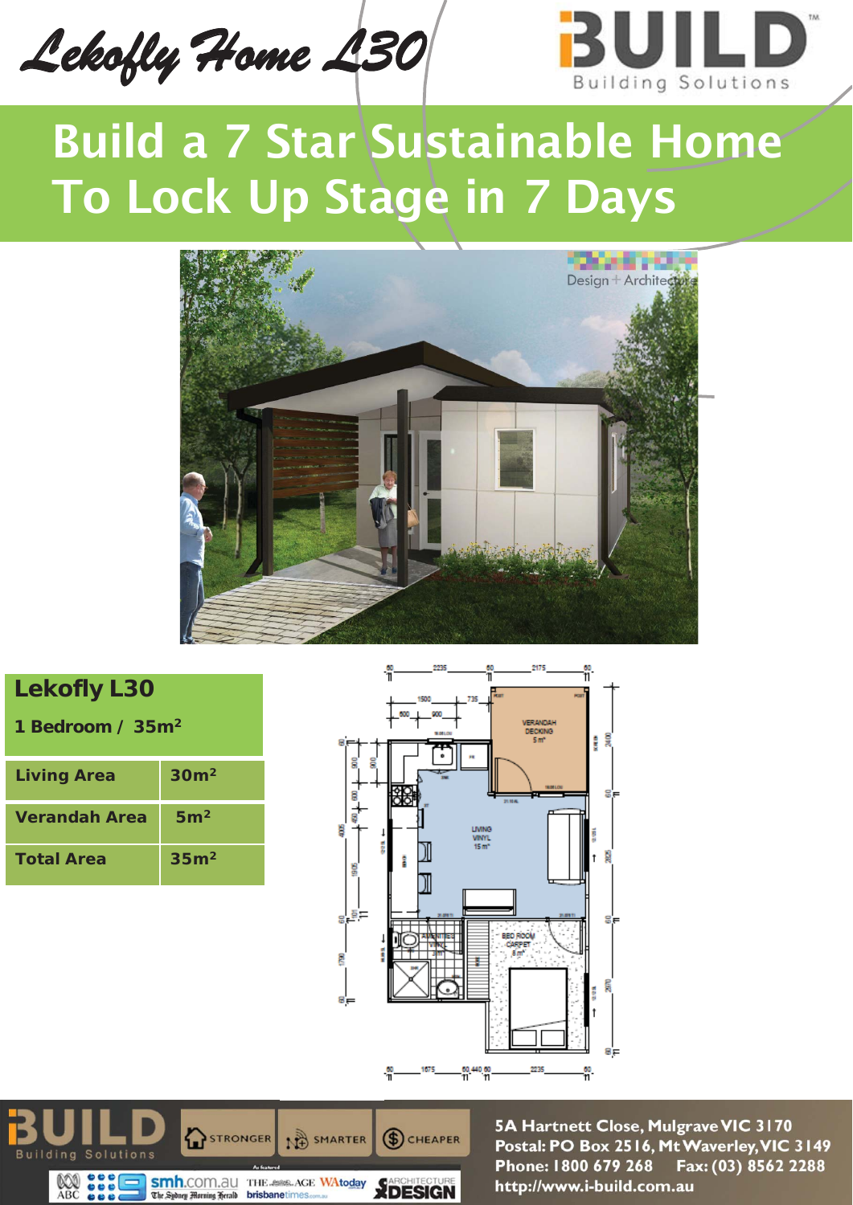# Lekofly Home L30

iBUILD Building Solutions

## Build a 7 Star Sustainable Home To Lock Up Stage in 7 Days

| Lekofly L30 | |
|---|---|
| 1 Bedroom / 35m² | |
| Living Area | 30m² |
| Verandah Area | 5m² |
| Total Area | 35m² |

iBUILD Building Solutions

STRONGER | SMARTER | CHEAPER

5A Hartnett Close, Mulgrave VIC 3170
Postal: PO Box 2516, Mt Waverley, VIC 3149
Phone: 1800 679 268 Fax: (03) 8562 2288
http://www.i-build.com.au